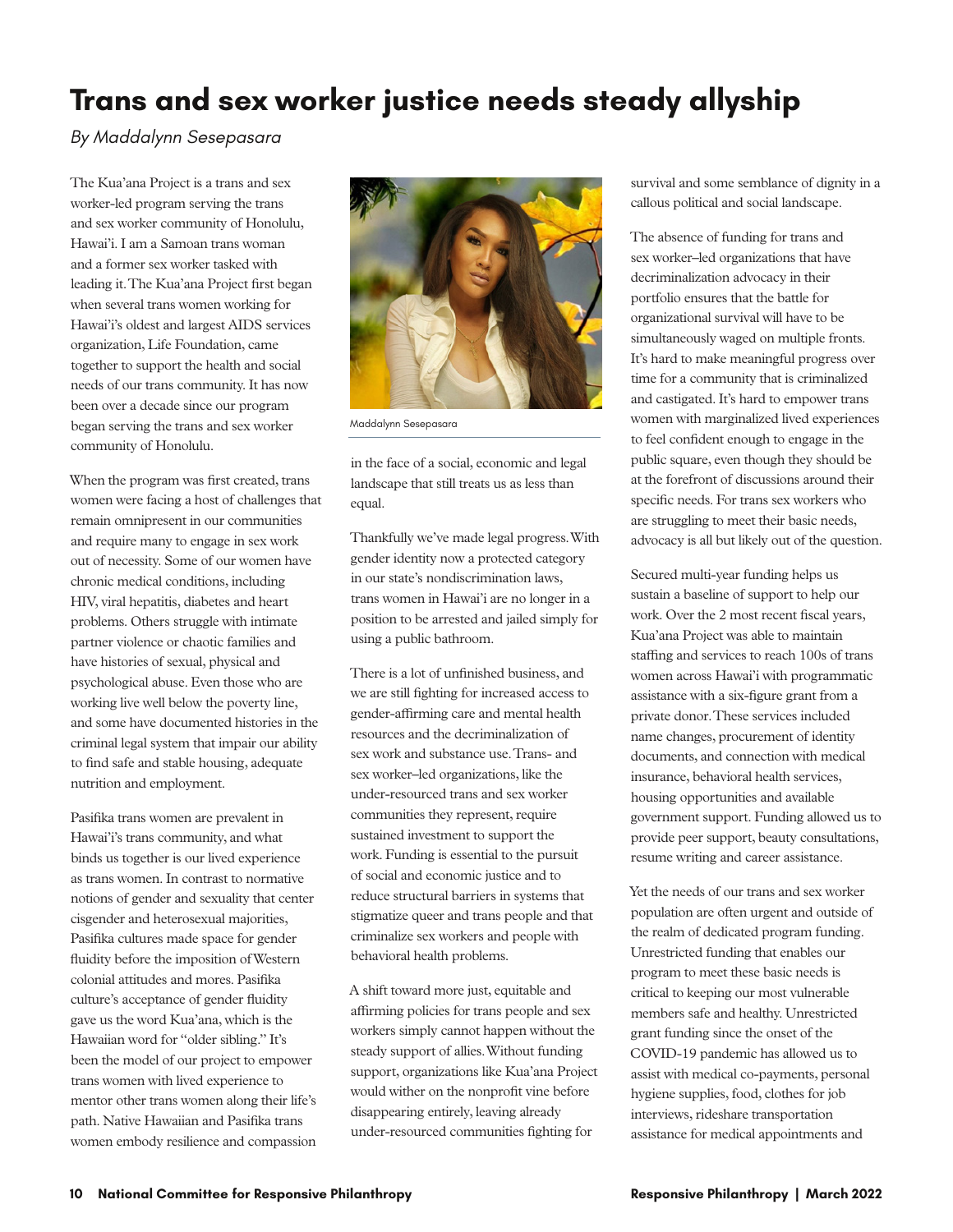# Trans and sex worker justice needs steady allyship

*By Maddalynn Sesepasara*

The Kua'ana Project is a trans and sex worker-led program serving the trans and sex worker community of Honolulu, Hawai'i. I am a Samoan trans woman and a former sex worker tasked with leading it. The Kua'ana Project first began when several trans women working for Hawai'i's oldest and largest AIDS services organization, Life Foundation, came together to support the health and social needs of our trans community. It has now been over a decade since our program began serving the trans and sex worker community of Honolulu.

When the program was first created, trans women were facing a host of challenges that remain omnipresent in our communities and require many to engage in sex work out of necessity. Some of our women have chronic medical conditions, including HIV, viral hepatitis, diabetes and heart problems. Others struggle with intimate partner violence or chaotic families and have histories of sexual, physical and psychological abuse. Even those who are working live well below the poverty line, and some have documented histories in the criminal legal system that impair our ability to find safe and stable housing, adequate nutrition and employment.

Pasifika trans women are prevalent in Hawai'i's trans community, and what binds us together is our lived experience as trans women. In contrast to normative notions of gender and sexuality that center cisgender and heterosexual majorities, Pasifika cultures made space for gender fluidity before the imposition of Western colonial attitudes and mores. Pasifika culture's acceptance of gender fluidity gave us the word Kua'ana, which is the Hawaiian word for "older sibling." It's been the model of our project to empower trans women with lived experience to mentor other trans women along their life's path. Native Hawaiian and Pasifika trans women embody resilience and compassion in the face of a social, economic and legal landscape that still treats us as less than equal.

Maddalynn Sesepasara

Thankfully we've made legal progress. With gender identity now a protected category in our state's nondiscrimination laws, trans women in Hawai'i are no longer in a position to be arrested and jailed simply for using a public bathroom.

There is a lot of unfinished business, and we are still fighting for increased access to gender-affirming care and mental health resources and the decriminalization of sex work and substance use. Trans- and sex worker–led organizations, like the under-resourced trans and sex worker communities they represent, require sustained investment to support the work. Funding is essential to the pursuit of social and economic justice and to reduce structural barriers in systems that stigmatize queer and trans people and that criminalize sex workers and people with behavioral health problems.

A shift toward more just, equitable and affirming policies for trans people and sex workers simply cannot happen without the steady support of allies. Without funding support, organizations like Kua'ana Project would wither on the nonprofit vine before disappearing entirely, leaving already under-resourced communities fighting for survival and some semblance of dignity in a callous political and social landscape.

The absence of funding for trans and sex worker–led organizations that have decriminalization advocacy in their portfolio ensures that the battle for organizational survival will have to be simultaneously waged on multiple fronts. It's hard to make meaningful progress over time for a community that is criminalized and castigated. It's hard to empower trans women with marginalized lived experiences to feel confident enough to engage in the public square, even though they should be at the forefront of discussions around their specific needs. For trans sex workers who are struggling to meet their basic needs, advocacy is all but likely out of the question.

Secured multi-year funding helps us sustain a baseline of support to help our work. Over the 2 most recent fiscal years, Kua'ana Project was able to maintain staffing and services to reach 100s of trans women across Hawai'i with programmatic assistance with a six-figure grant from a private donor. These services included name changes, procurement of identity documents, and connection with medical insurance, behavioral health services, housing opportunities and available government support. Funding allowed us to provide peer support, beauty consultations, resume writing and career assistance.

Yet the needs of our trans and sex worker population are often urgent and outside of the realm of dedicated program funding. Unrestricted funding that enables our program to meet these basic needs is critical to keeping our most vulnerable members safe and healthy. Unrestricted grant funding since the onset of the COVID-19 pandemic has allowed us to assist with medical co-payments, personal hygiene supplies, food, clothes for job interviews, rideshare transportation assistance for medical appointments and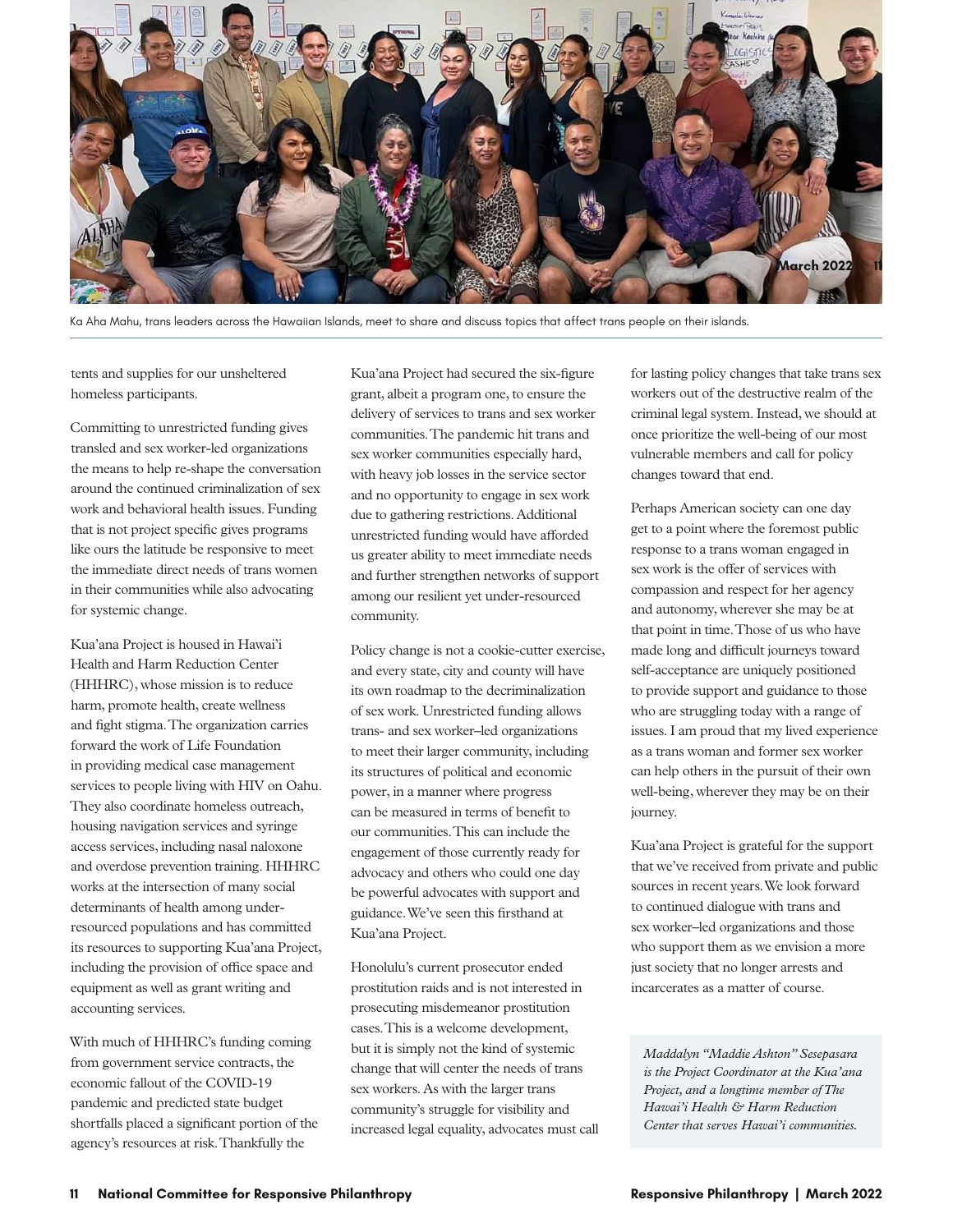Ka Aha Mahu, trans leaders across the Hawaiian Islands, meet to share and discuss topics that affect trans people on their islands.

tents and supplies for our unsheltered homeless participants.

Committing to unrestricted funding gives transled and sex worker-led organizations the means to help re-shape the conversation around the continued criminalization of sex work and behavioral health issues. Funding that is not project specific gives programs like ours the latitude be responsive to meet the immediate direct needs of trans women in their communities while also advocating for systemic change.

Kua'ana Project is housed in Hawai'i Health and Harm Reduction Center (HHHRC), whose mission is to reduce harm, promote health, create wellness and fight stigma. The organization carries forward the work of Life Foundation in providing medical case management services to people living with HIV on Oahu. They also coordinate homeless outreach, housing navigation services and syringe access services, including nasal naloxone and overdose prevention training. HHHRC works at the intersection of many social determinants of health among under-resourced populations and has committed its resources to supporting Kua'ana Project, including the provision of office space and equipment as well as grant writing and accounting services.

With much of HHHRC's funding coming from government service contracts, the economic fallout of the COVID-19 pandemic and predicted state budget shortfalls placed a significant portion of the agency's resources at risk. Thankfully the Kua'ana Project had secured the six-figure grant, albeit a program one, to ensure the delivery of services to trans and sex worker communities. The pandemic hit trans and sex worker communities especially hard, with heavy job losses in the service sector and no opportunity to engage in sex work due to gathering restrictions. Additional unrestricted funding would have afforded us greater ability to meet immediate needs and further strengthen networks of support among our resilient yet under-resourced community.

Policy change is not a cookie-cutter exercise, and every state, city and county will have its own roadmap to the decriminalization of sex work. Unrestricted funding allows trans- and sex worker–led organizations to meet their larger community, including its structures of political and economic power, in a manner where progress can be measured in terms of benefit to our communities. This can include the engagement of those currently ready for advocacy and others who could one day be powerful advocates with support and guidance. We've seen this firsthand at Kua'ana Project.

Honolulu's current prosecutor ended prostitution raids and is not interested in prosecuting misdemeanor prostitution cases. This is a welcome development, but it is simply not the kind of systemic change that will center the needs of trans sex workers. As with the larger trans community's struggle for visibility and increased legal equality, advocates must call for lasting policy changes that take trans sex workers out of the destructive realm of the criminal legal system. Instead, we should at once prioritize the well-being of our most vulnerable members and call for policy changes toward that end.

Perhaps American society can one day get to a point where the foremost public response to a trans woman engaged in sex work is the offer of services with compassion and respect for her agency and autonomy, wherever she may be at that point in time. Those of us who have made long and difficult journeys toward self-acceptance are uniquely positioned to provide support and guidance to those who are struggling today with a range of issues. I am proud that my lived experience as a trans woman and former sex worker can help others in the pursuit of their own well-being, wherever they may be on their journey.

Kua'ana Project is grateful for the support that we've received from private and public sources in recent years. We look forward to continued dialogue with trans and sex worker–led organizations and those who support them as we envision a more just society that no longer arrests and incarcerates as a matter of course.

*Maddalyn "Maddie Ashton" Sesepasara is the Project Coordinator at the Kua'ana Project, and a longtime member of The Hawai'i Health & Harm Reduction Center that serves Hawai'i communities.*